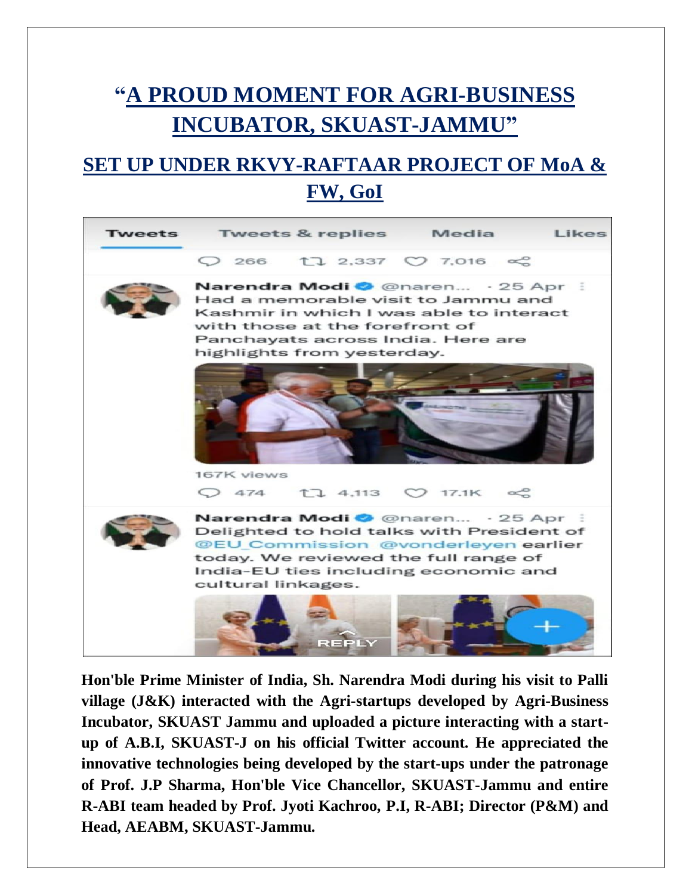# "A PROUD MOMENT FOR AGRI-BUSINESS INCUBATOR, SKUAST-JAMMU"

## SET UP UNDER RKVY-RAFTAAR PROJECT OF MoA & FW, GoI

**Hon'ble Prime Minister of India, Sh. Narendra Modi during his visit to Palli village (J&K) interacted with the Agri-startups developed by Agri-Business Incubator, SKUAST Jammu and uploaded a picture interacting with a start-up of A.B.I, SKUAST-J on his official Twitter account. He appreciated the innovative technologies being developed by the start-ups under the patronage of Prof. J.P Sharma, Hon'ble Vice Chancellor, SKUAST-Jammu and entire R-ABI team headed by Prof. Jyoti Kachroo, P.I, R-ABI; Director (P&M) and Head, AEABM, SKUAST-Jammu.**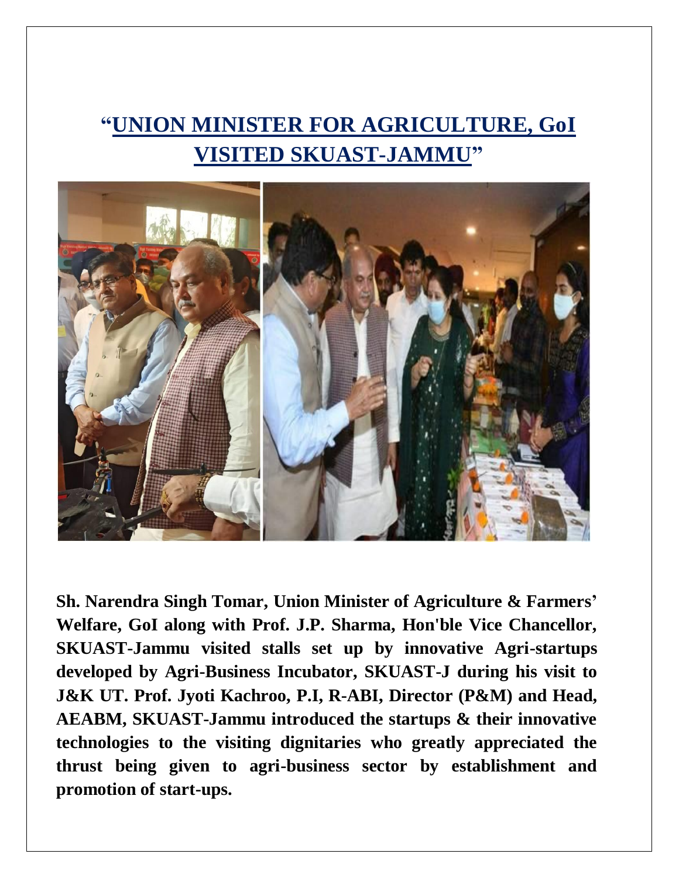# "UNION MINISTER FOR AGRICULTURE, GoI VISITED SKUAST-JAMMU"

**Sh. Narendra Singh Tomar, Union Minister of Agriculture & Farmers' Welfare, GoI along with Prof. J.P. Sharma, Hon'ble Vice Chancellor, SKUAST-Jammu visited stalls set up by innovative Agri-startups developed by Agri-Business Incubator, SKUAST-J during his visit to J&K UT. Prof. Jyoti Kachroo, P.I, R-ABI, Director (P&M) and Head, AEABM, SKUAST-Jammu introduced the startups & their innovative technologies to the visiting dignitaries who greatly appreciated the thrust being given to agri-business sector by establishment and promotion of start-ups.**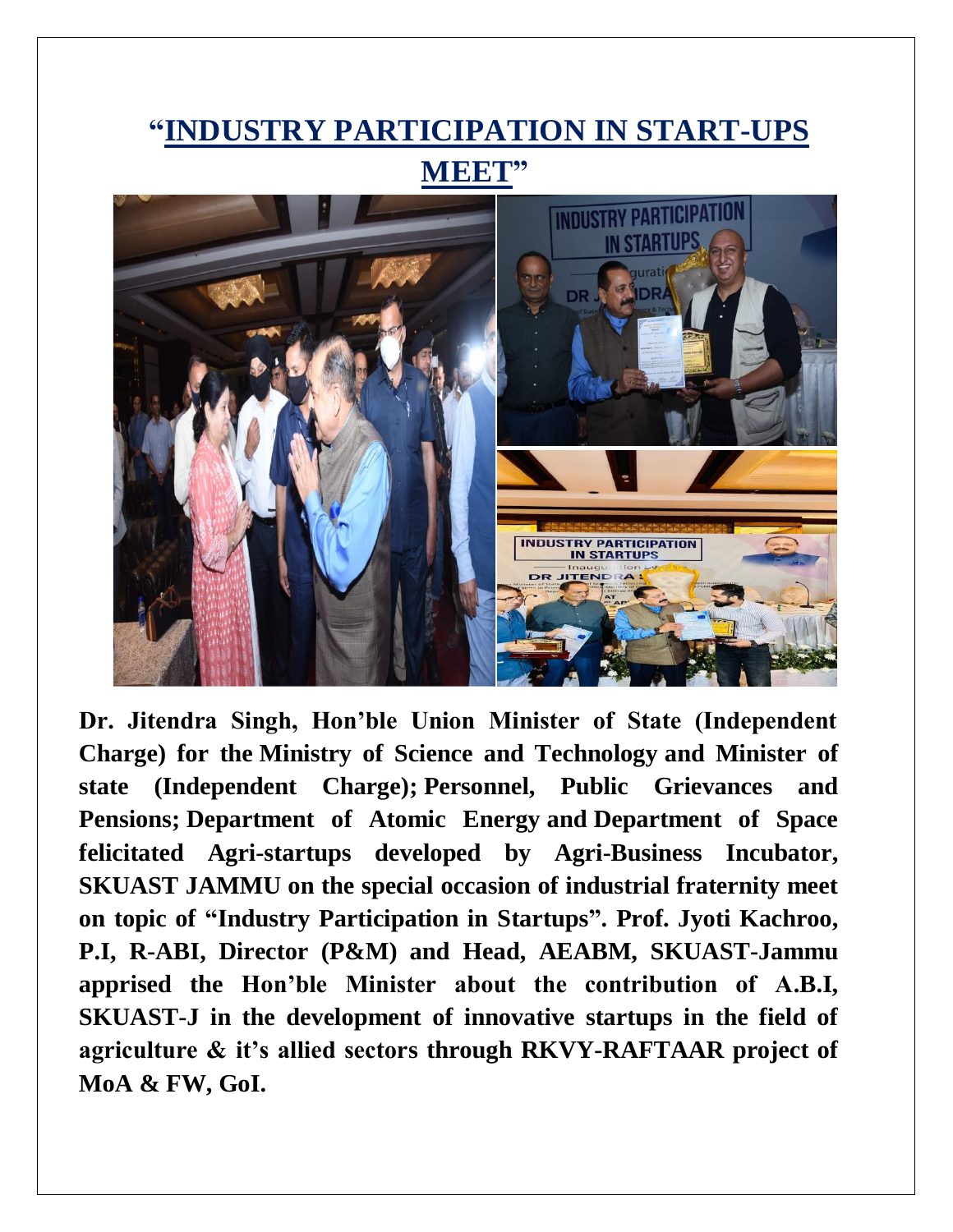# “INDUSTRY PARTICIPATION IN START-UPS MEET”

**Dr. Jitendra Singh, Hon’ble Union Minister of State (Independent Charge) for the Ministry of Science and Technology and Minister of state (Independent Charge); Personnel, Public Grievances and Pensions; Department of Atomic Energy and Department of Space felicitated Agri-startups developed by Agri-Business Incubator, SKUAST JAMMU on the special occasion of industrial fraternity meet on topic of “Industry Participation in Startups”. Prof. Jyoti Kachroo, P.I, R-ABI, Director (P&M) and Head, AEABM, SKUAST-Jammu apprised the Hon’ble Minister about the contribution of A.B.I, SKUAST-J in the development of innovative startups in the field of agriculture & it’s allied sectors through RKVY-RAFTAAR project of MoA & FW, GoI.**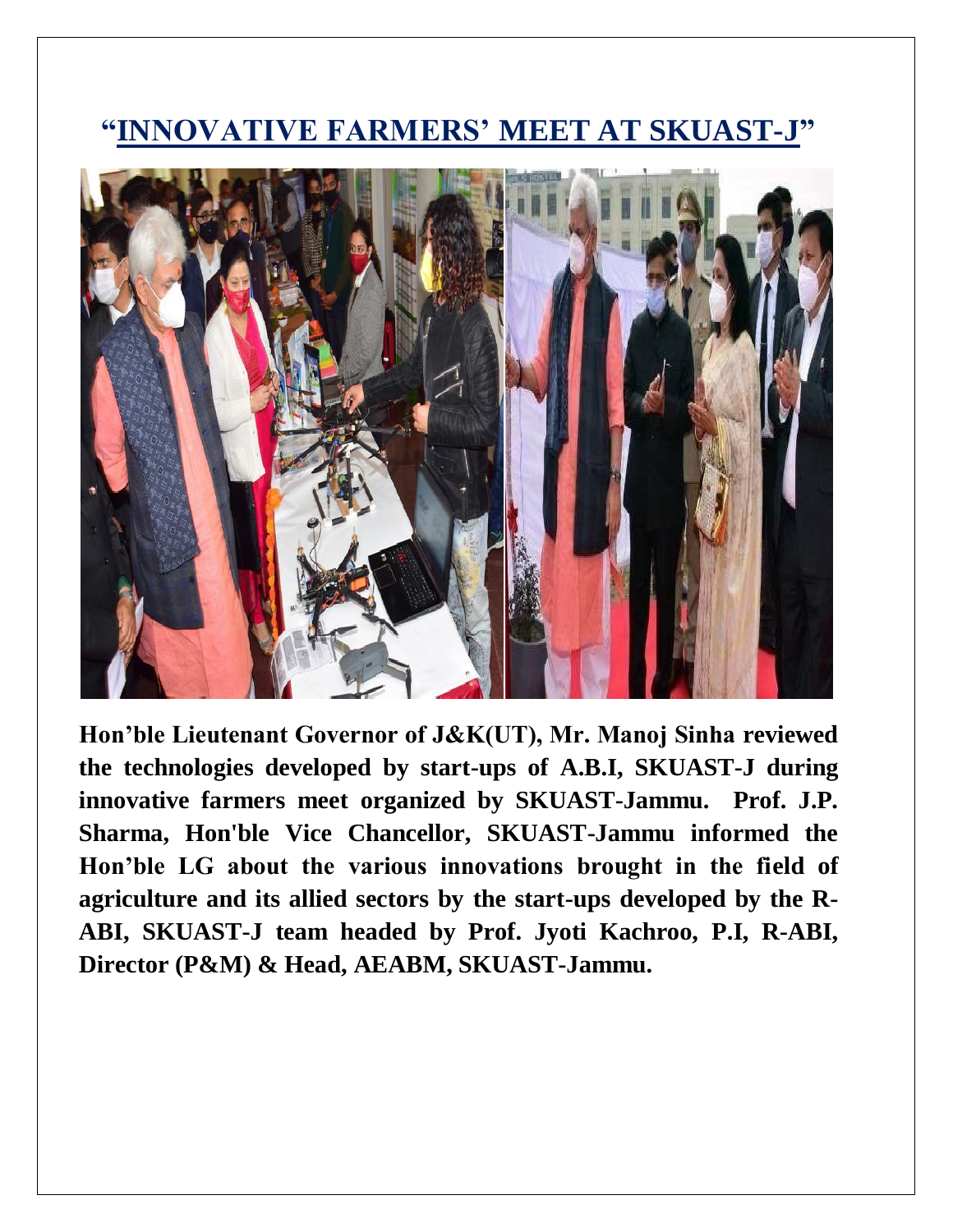# "INNOVATIVE FARMERS' MEET AT SKUAST-J"

**Hon'ble Lieutenant Governor of J&K(UT), Mr. Manoj Sinha reviewed the technologies developed by start-ups of A.B.I, SKUAST-J during innovative farmers meet organized by SKUAST-Jammu. Prof. J.P. Sharma, Hon'ble Vice Chancellor, SKUAST-Jammu informed the Hon'ble LG about the various innovations brought in the field of agriculture and its allied sectors by the start-ups developed by the R-ABI, SKUAST-J team headed by Prof. Jyoti Kachroo, P.I, R-ABI, Director (P&M) & Head, AEABM, SKUAST-Jammu.**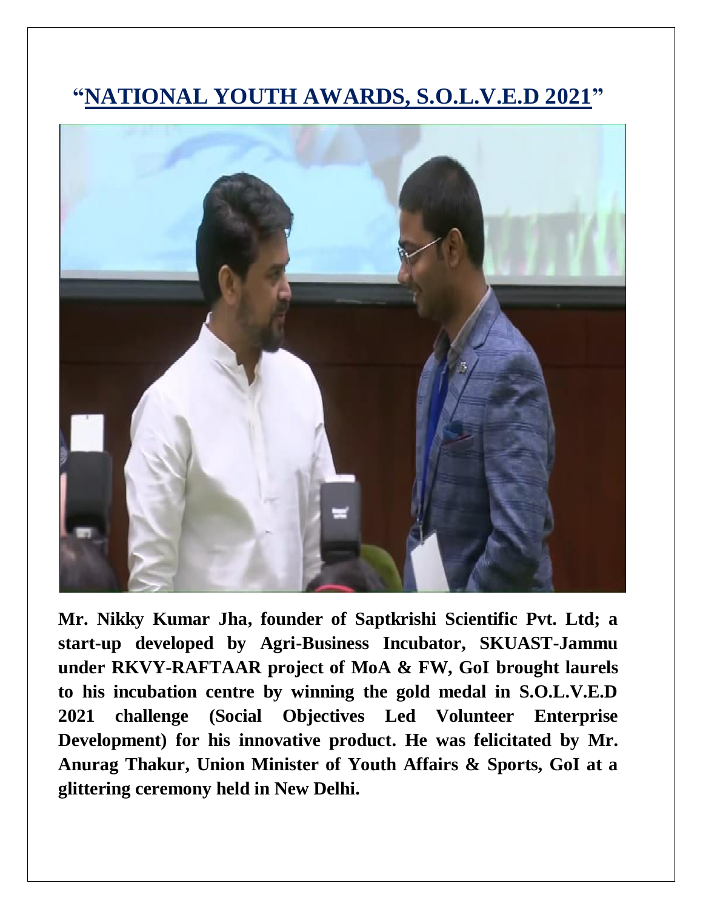# "NATIONAL YOUTH AWARDS, S.O.L.V.E.D 2021"

**Mr. Nikky Kumar Jha, founder of Saptkrishi Scientific Pvt. Ltd; a start-up developed by Agri-Business Incubator, SKUAST-Jammu under RKVY-RAFTAAR project of MoA & FW, GoI brought laurels to his incubation centre by winning the gold medal in S.O.L.V.E.D 2021 challenge (Social Objectives Led Volunteer Enterprise Development) for his innovative product. He was felicitated by Mr. Anurag Thakur, Union Minister of Youth Affairs & Sports, GoI at a glittering ceremony held in New Delhi.**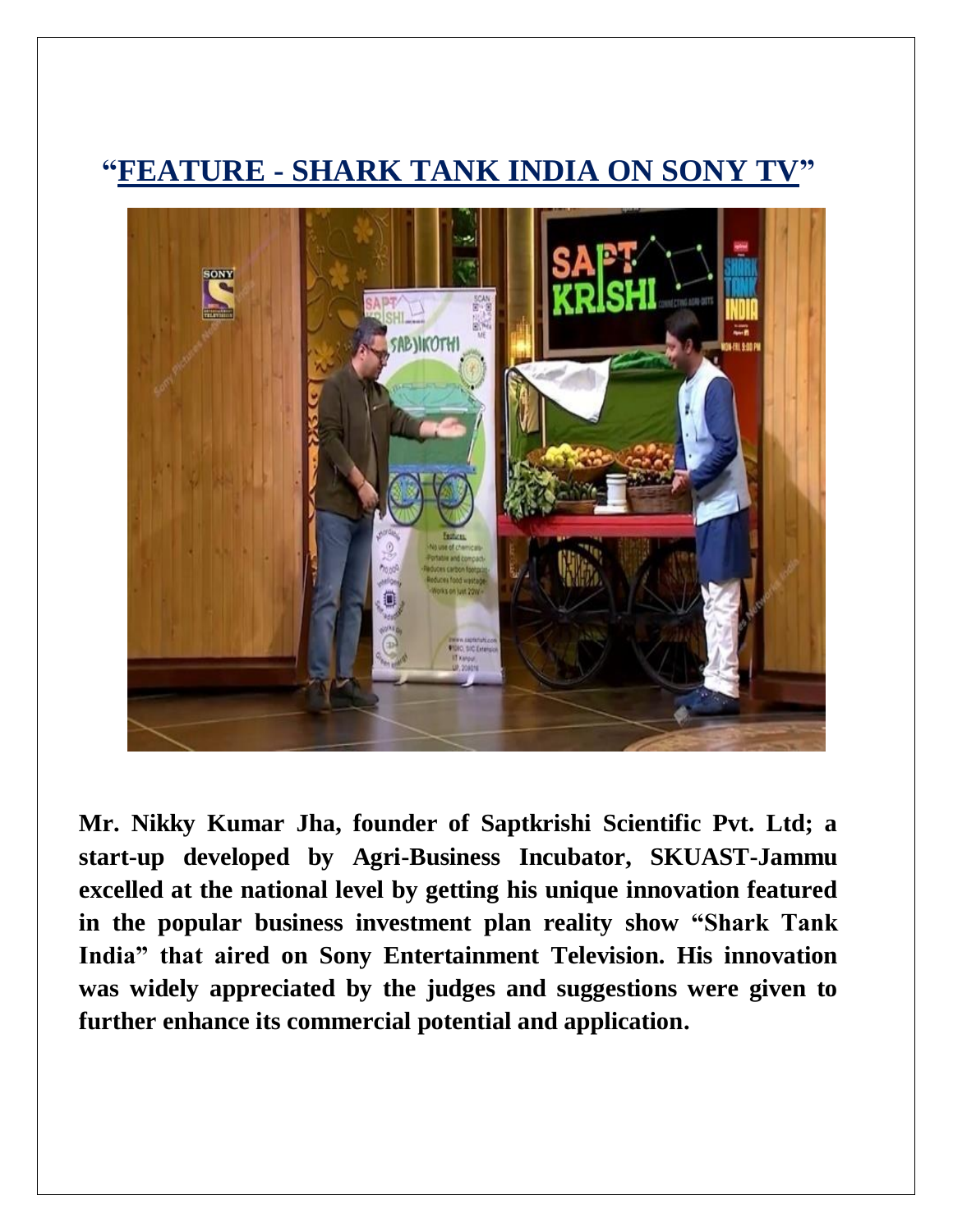# "FEATURE - SHARK TANK INDIA ON SONY TV"

**Mr. Nikky Kumar Jha, founder of Saptkrishi Scientific Pvt. Ltd; a start-up developed by Agri-Business Incubator, SKUAST-Jammu excelled at the national level by getting his unique innovation featured in the popular business investment plan reality show "Shark Tank India" that aired on Sony Entertainment Television. His innovation was widely appreciated by the judges and suggestions were given to further enhance its commercial potential and application.**